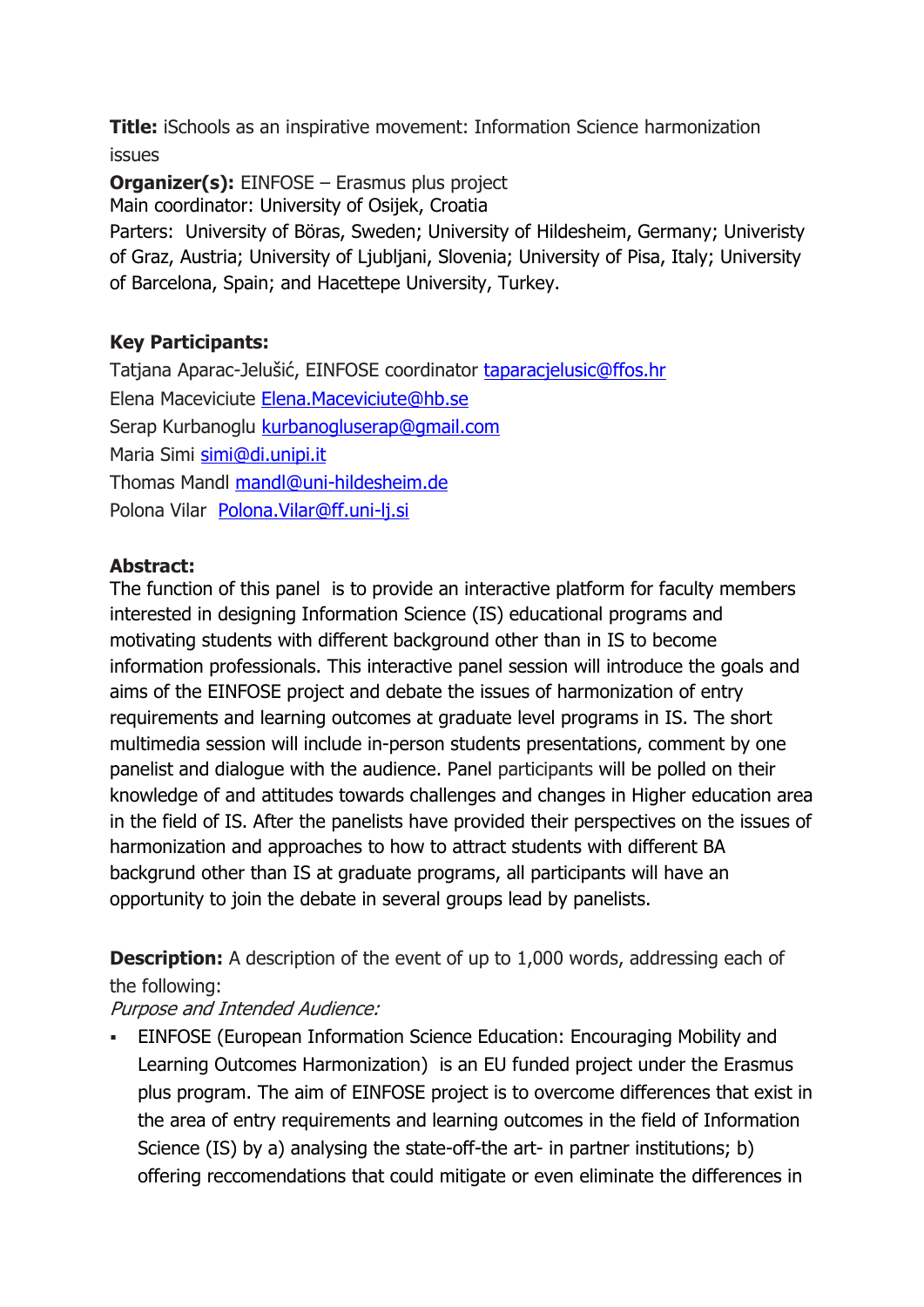**Title:** iSchools as an inspirative movement: Information Science harmonization issues

**Organizer(s):** EINFOSE – Erasmus plus project

Main coordinator: University of Osijek, Croatia

Parters: University of Böras, Sweden; University of Hildesheim, Germany; Univeristy of Graz, Austria; University of Ljubljani, Slovenia; University of Pisa, Italy; University of Barcelona, Spain; and Hacettepe University, Turkey.

**Key Participants:**

Tatjana Aparac-Jelušić, EINFOSE coordinator taparacjelusic@ffos.hr

Elena Maceviciute Elena.Maceviciute@hb.se

Serap Kurbanoglu kurbanogluserap@gmail.com

Maria Simi simi@di.unipi.it

Thomas Mandl mandl@uni-hildesheim.de

Polona Vilar Polona.Vilar@ff.uni-lj.si

**Abstract:**

The function of this panel is to provide an interactive platform for faculty members interested in designing Information Science (IS) educational programs and motivating students with different background other than in IS to become information professionals. This interactive panel session will introduce the goals and aims of the EINFOSE project and debate the issues of harmonization of entry requirements and learning outcomes at graduate level programs in IS. The short multimedia session will include in-person students presentations, comment by one panelist and dialogue with the audience. Panel participants will be polled on their knowledge of and attitudes towards challenges and changes in Higher education area in the field of IS. After the panelists have provided their perspectives on the issues of harmonization and approaches to how to attract students with different BA backgrund other than IS at graduate programs, all participants will have an opportunity to join the debate in several groups lead by panelists.

**Description:** A description of the event of up to 1,000 words, addressing each of the following:

*Purpose and Intended Audience:*

- EINFOSE (European Information Science Education: Encouraging Mobility and Learning Outcomes Harmonization) is an EU funded project under the Erasmus plus program. The aim of EINFOSE project is to overcome differences that exist in the area of entry requirements and learning outcomes in the field of Information Science (IS) by a) analysing the state-off-the art- in partner institutions; b) offering reccomendations that could mitigate or even eliminate the differences in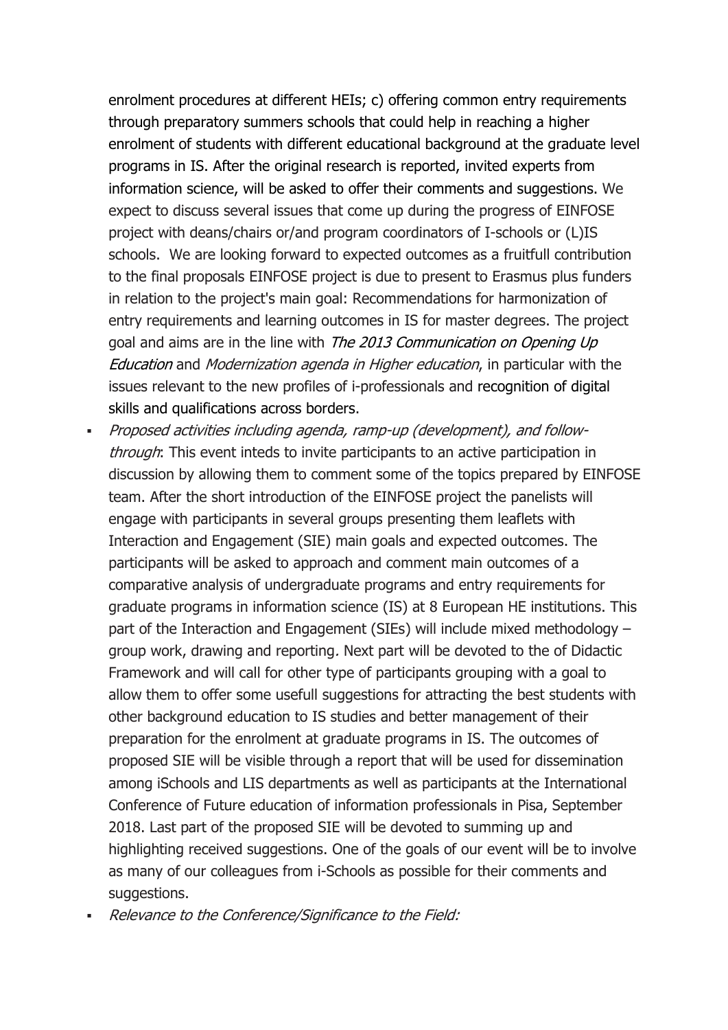enrolment procedures at different HEIs; c) offering common entry requirements through preparatory summers schools that could help in reaching a higher enrolment of students with different educational background at the graduate level programs in IS. After the original research is reported, invited experts from information science, will be asked to offer their comments and suggestions. We expect to discuss several issues that come up during the progress of EINFOSE project with deans/chairs or/and program coordinators of I-schools or (L)IS schools. We are looking forward to expected outcomes as a fruitfull contribution to the final proposals EINFOSE project is due to present to Erasmus plus funders in relation to the project's main goal: Recommendations for harmonization of entry requirements and learning outcomes in IS for master degrees. The project goal and aims are in the line with *The 2013 Communication on Opening Up Education* and *Modernization agenda in Higher education*, in particular with the issues relevant to the new profiles of i-professionals and recognition of digital skills and qualifications across borders.

- *Proposed activities including agenda, ramp-up (development), and follow-through*: This event inteds to invite participants to an active participation in discussion by allowing them to comment some of the topics prepared by EINFOSE team. After the short introduction of the EINFOSE project the panelists will engage with participants in several groups presenting them leaflets with Interaction and Engagement (SIE) main goals and expected outcomes. The participants will be asked to approach and comment main outcomes of a comparative analysis of undergraduate programs and entry requirements for graduate programs in information science (IS) at 8 European HE institutions. This part of the Interaction and Engagement (SIEs) will include mixed methodology – group work, drawing and reporting. Next part will be devoted to the of Didactic Framework and will call for other type of participants grouping with a goal to allow them to offer some usefull suggestions for attracting the best students with other background education to IS studies and better management of their preparation for the enrolment at graduate programs in IS. The outcomes of proposed SIE will be visible through a report that will be used for dissemination among iSchools and LIS departments as well as participants at the International Conference of Future education of information professionals in Pisa, September 2018. Last part of the proposed SIE will be devoted to summing up and highlighting received suggestions. One of the goals of our event will be to involve as many of our colleagues from i-Schools as possible for their comments and suggestions.
- *Relevance to the Conference/Significance to the Field:*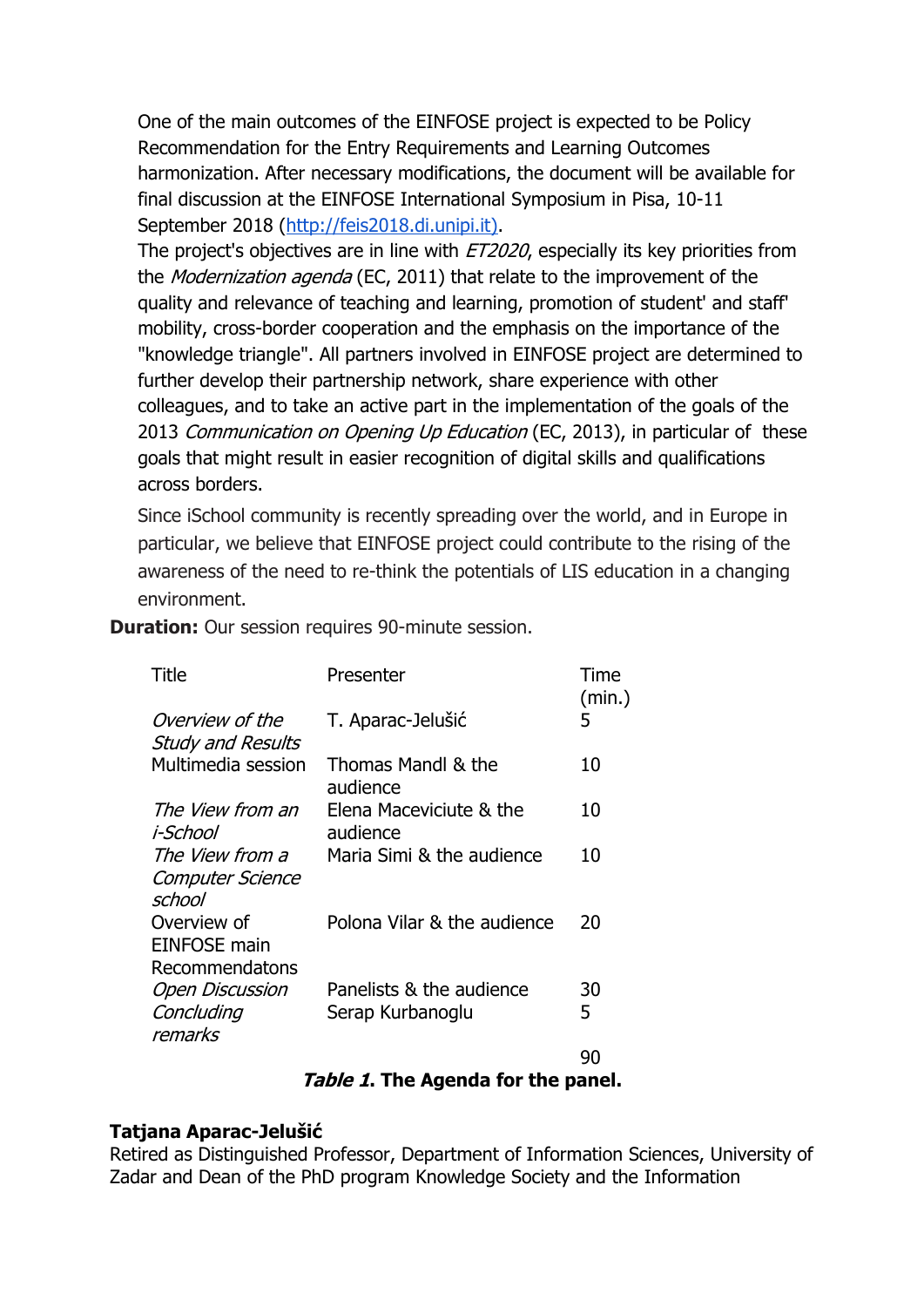One of the main outcomes of the EINFOSE project is expected to be Policy Recommendation for the Entry Requirements and Learning Outcomes harmonization. After necessary modifications, the document will be available for final discussion at the EINFOSE International Symposium in Pisa, 10-11 September 2018 (http://feis2018.di.unipi.it).

The project's objectives are in line with *ET2020*, especially its key priorities from the *Modernization agenda* (EC, 2011) that relate to the improvement of the quality and relevance of teaching and learning, promotion of student' and staff' mobility, cross-border cooperation and the emphasis on the importance of the "knowledge triangle". All partners involved in EINFOSE project are determined to further develop their partnership network, share experience with other colleagues, and to take an active part in the implementation of the goals of the 2013 *Communication on Opening Up Education* (EC, 2013), in particular of these goals that might result in easier recognition of digital skills and qualifications across borders.

Since iSchool community is recently spreading over the world, and in Europe in particular, we believe that EINFOSE project could contribute to the rising of the awareness of the need to re-think the potentials of LIS education in a changing environment.

**Duration:** Our session requires 90-minute session.

| Title | Presenter | Time (min.) |
|---|---|---|
| *Overview of the Study and Results* | T. Aparac-Jelušić | 5 |
| Multimedia session | Thomas Mandl & the audience | 10 |
| *The View from an i-School* | Elena Maceviciute & the audience | 10 |
| *The View from a Computer Science school* | Maria Simi & the audience | 10 |
| Overview of EINFOSE main Recommendatons | Polona Vilar & the audience | 20 |
| *Open Discussion* | Panelists & the audience | 30 |
| *Concluding remarks* | Serap Kurbanoglu | 5 |
| | | 90 |

***Table 1*. The Agenda for the panel.**

**Tatjana Aparac-Jelušić**

Retired as Distinguished Professor, Department of Information Sciences, University of Zadar and Dean of the PhD program Knowledge Society and the Information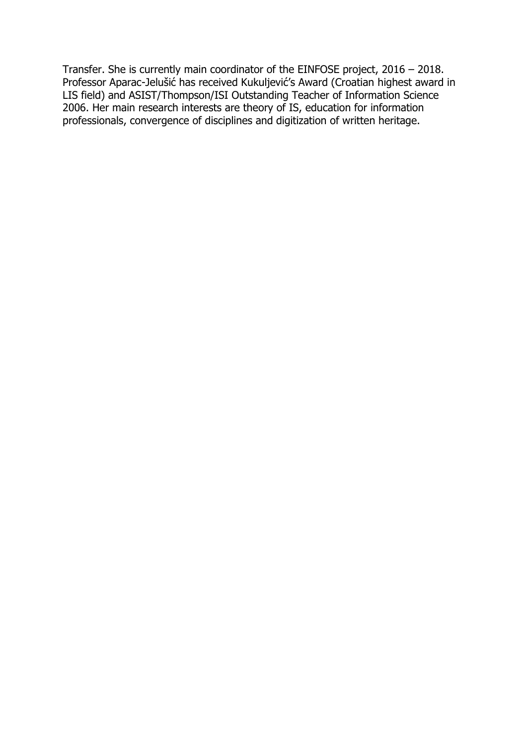Transfer. She is currently main coordinator of the EINFOSE project, 2016 – 2018. Professor Aparac-Jelušić has received Kukuljević's Award (Croatian highest award in LIS field) and ASIST/Thompson/ISI Outstanding Teacher of Information Science 2006. Her main research interests are theory of IS, education for information professionals, convergence of disciplines and digitization of written heritage.